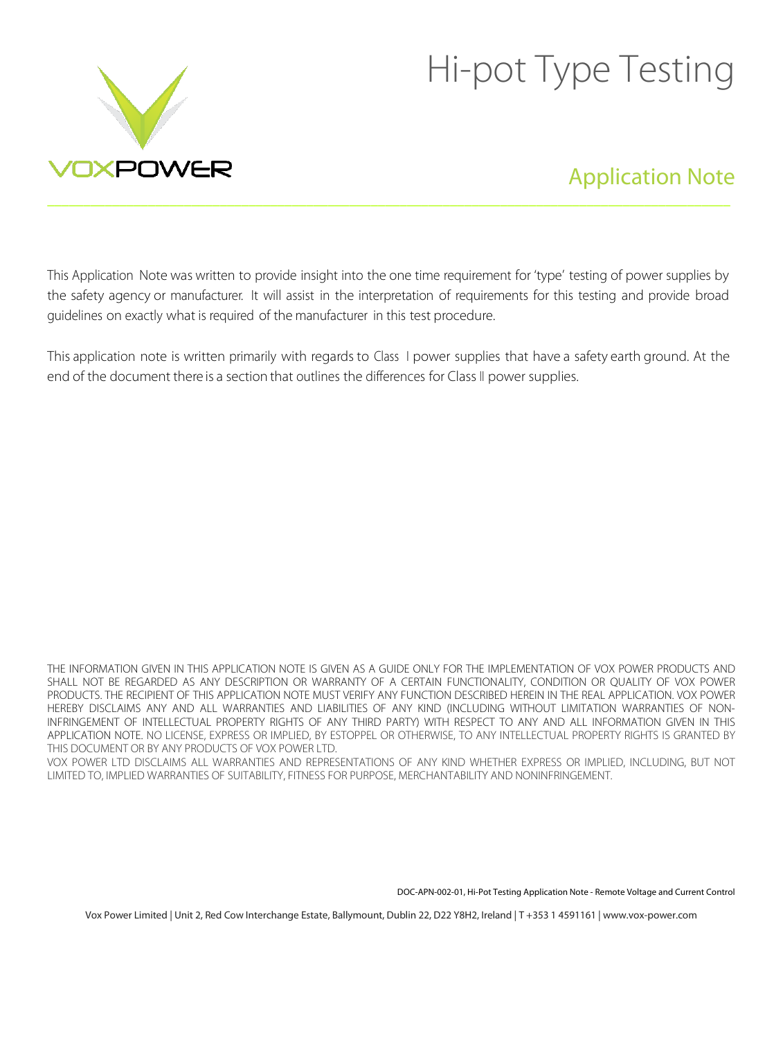# Hi-pot Type Testing

## Application Note

This Application Note was written to provide insight into the one time requirement for 'type' testing of power supplies by the safety agency or manufacturer. It will assist in the interpretation of requirements for this testing and provide broad guidelines on exactly what is required of the manufacturer in this test procedure.

This application note is written primarily with regards to Class I power supplies that have a safety earth ground. At the end of the document there is a section that outlines the differences for Class II power supplies.

THE INFORMATION GIVEN IN THIS APPLICATION NOTE IS GIVEN AS A GUIDE ONLY FOR THE IMPLEMENTATION OF VOX POWER PRODUCTS AND SHALL NOT BE REGARDED AS ANY DESCRIPTION OR WARRANTY OF A CERTAIN FUNCTIONALITY, CONDITION OR QUALITY OF VOX POWER PRODUCTS. THE RECIPIENT OF THIS APPLICATION NOTE MUST VERIFY ANY FUNCTION DESCRIBED HEREIN IN THE REAL APPLICATION. VOX POWER HEREBY DISCLAIMS ANY AND ALL WARRANTIES AND LIABILITIES OF ANY KIND (INCLUDING WITHOUT LIMITATION WARRANTIES OF NON-INFRINGEMENT OF INTELLECTUAL PROPERTY RIGHTS OF ANY THIRD PARTY) WITH RESPECT TO ANY AND ALL INFORMATION GIVEN IN THIS APPLICATION NOTE. NO LICENSE, EXPRESS OR IMPLIED, BY ESTOPPEL OR OTHERWISE, TO ANY INTELLECTUAL PROPERTY RIGHTS IS GRANTED BY THIS DOCUMENT OR BY ANY PRODUCTS OF VOX POWER LTD.

VOX POWER LTD DISCLAIMS ALL WARRANTIES AND REPRESENTATIONS OF ANY KIND WHETHER EXPRESS OR IMPLIED, INCLUDING, BUT NOT LIMITED TO, IMPLIED WARRANTIES OF SUITABILITY, FITNESS FOR PURPOSE, MERCHANTABILITY AND NONINFRINGEMENT.

DOC-APN-002-01, Hi-Pot Testing Application Note - Remote Voltage and Current Control

Vox Power Limited | Unit 2, Red Cow Interchange Estate, Ballymount, Dublin 22, D22 Y8H2, Ireland | T +353 1 4591161 | www.vox-power.com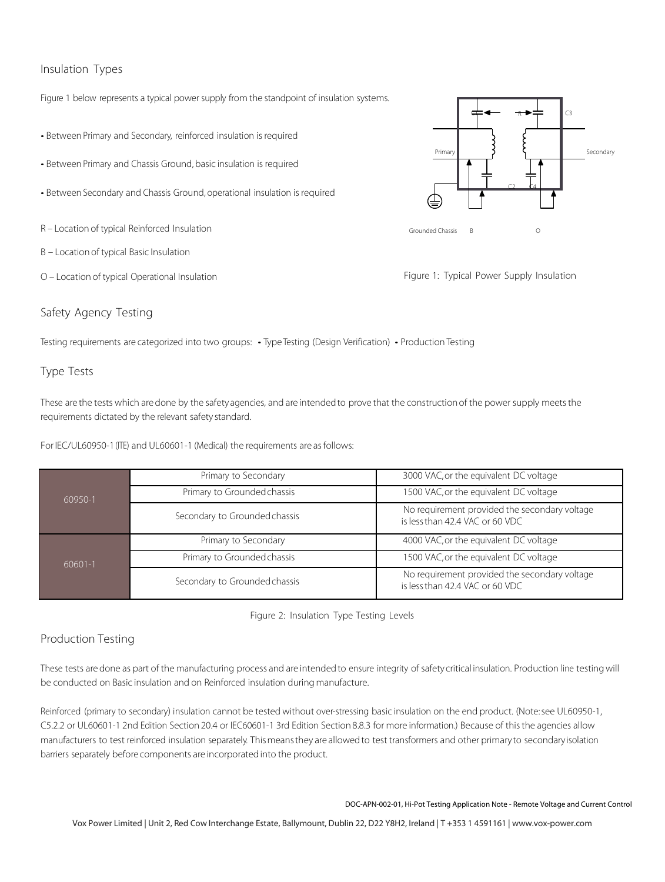## Insulation Types

Figure 1 below represents a typical power supply from the standpoint of insulation systems.

- Between Primary and Secondary, reinforced insulation is required
- Between Primary and Chassis Ground, basic insulation is required
- Between Secondary and Chassis Ground, operational insulation is required

R – Location of typical Reinforced Insulation

B – Location of typical Basic Insulation

O – Location of typical Operational Insulation

Figure 1: Typical Power Supply Insulation

## Safety Agency Testing

Testing requirements are categorized into two groups: • Type Testing (Design Verification) • Production Testing

## Type Tests

These are the tests which are done by the safety agencies, and are intended to prove that the construction of the power supply meets the requirements dictated by the relevant safety standard.

For IEC/UL60950-1 (ITE) and UL60601-1 (Medical) the requirements are as follows:

| | | |
|---|---|---|
| 60950-1 | Primary to Secondary | 3000 VAC, or the equivalent DC voltage |
| | Primary to Grounded chassis | 1500 VAC, or the equivalent DC voltage |
| | Secondary to Grounded chassis | No requirement provided the secondary voltage is less than 42.4 VAC or 60 VDC |
| 60601-1 | Primary to Secondary | 4000 VAC, or the equivalent DC voltage |
| | Primary to Grounded chassis | 1500 VAC, or the equivalent DC voltage |
| | Secondary to Grounded chassis | No requirement provided the secondary voltage is less than 42.4 VAC or 60 VDC |

Figure 2: Insulation Type Testing Levels

## Production Testing

These tests are done as part of the manufacturing process and are intended to ensure integrity of safety critical insulation. Production line testing will be conducted on Basic insulation and on Reinforced insulation during manufacture.

Reinforced (primary to secondary) insulation cannot be tested without over-stressing basic insulation on the end product. (Note: see UL60950-1, C5.2.2 or UL60601-1 2nd Edition Section 20.4 or IEC60601-1 3rd Edition Section 8.8.3 for more information.) Because of this the agencies allow manufacturers to test reinforced insulation separately. This means they are allowed to test transformers and other primary to secondary isolation barriers separately before components are incorporated into the product.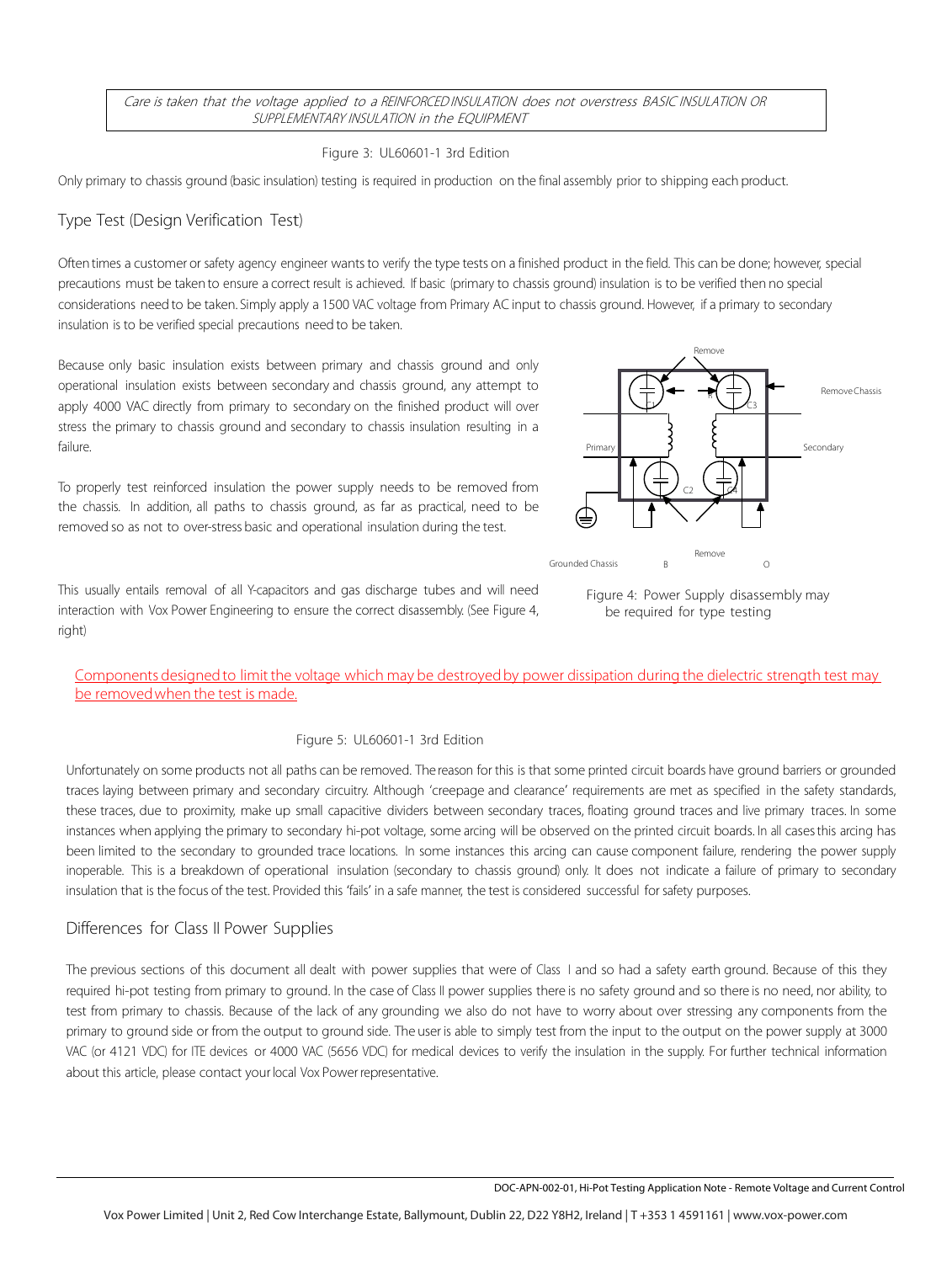*Care is taken that the voltage applied to a REINFORCED INSULATION does not overstress BASIC INSULATION OR SUPPLEMENTARY INSULATION in the EQUIPMENT*

Figure 3: UL60601-1 3rd Edition

Only primary to chassis ground (basic insulation) testing is required in production on the final assembly prior to shipping each product.

## Type Test (Design Verification Test)

Often times a customer or safety agency engineer wants to verify the type tests on a finished product in the field. This can be done; however, special precautions must be taken to ensure a correct result is achieved. If basic (primary to chassis ground) insulation is to be verified then no special considerations need to be taken. Simply apply a 1500 VAC voltage from Primary AC input to chassis ground. However, if a primary to secondary insulation is to be verified special precautions need to be taken.

Because only basic insulation exists between primary and chassis ground and only operational insulation exists between secondary and chassis ground, any attempt to apply 4000 VAC directly from primary to secondary on the finished product will over stress the primary to chassis ground and secondary to chassis insulation resulting in a failure.

To properly test reinforced insulation the power supply needs to be removed from the chassis. In addition, all paths to chassis ground, as far as practical, need to be removed so as not to over-stress basic and operational insulation during the test.

This usually entails removal of all Y-capacitors and gas discharge tubes and will need interaction with Vox Power Engineering to ensure the correct disassembly. (See Figure 4, right)

Remove

Remove Chassis

C1

R

C3

Primary

Secondary

C2

C4

Grounded Chassis

B

Remove

O

Figure 4: Power Supply disassembly may be required for type testing

Components designed to limit the voltage which may be destroyed by power dissipation during the dielectric strength test may be removed when the test is made.

Figure 5: UL60601-1 3rd Edition

Unfortunately on some products not all paths can be removed. The reason for this is that some printed circuit boards have ground barriers or grounded traces laying between primary and secondary circuitry. Although 'creepage and clearance' requirements are met as specified in the safety standards, these traces, due to proximity, make up small capacitive dividers between secondary traces, floating ground traces and live primary traces. In some instances when applying the primary to secondary hi-pot voltage, some arcing will be observed on the printed circuit boards. In all cases this arcing has been limited to the secondary to grounded trace locations. In some instances this arcing can cause component failure, rendering the power supply inoperable. This is a breakdown of operational insulation (secondary to chassis ground) only. It does not indicate a failure of primary to secondary insulation that is the focus of the test. Provided this 'fails' in a safe manner, the test is considered successful for safety purposes.

## Differences for Class II Power Supplies

The previous sections of this document all dealt with power supplies that were of Class I and so had a safety earth ground. Because of this they required hi-pot testing from primary to ground. In the case of Class II power supplies there is no safety ground and so there is no need, nor ability, to test from primary to chassis. Because of the lack of any grounding we also do not have to worry about over stressing any components from the primary to ground side or from the output to ground side. The user is able to simply test from the input to the output on the power supply at 3000 VAC (or 4121 VDC) for ITE devices or 4000 VAC (5656 VDC) for medical devices to verify the insulation in the supply. For further technical information about this article, please contact your local Vox Power representative.